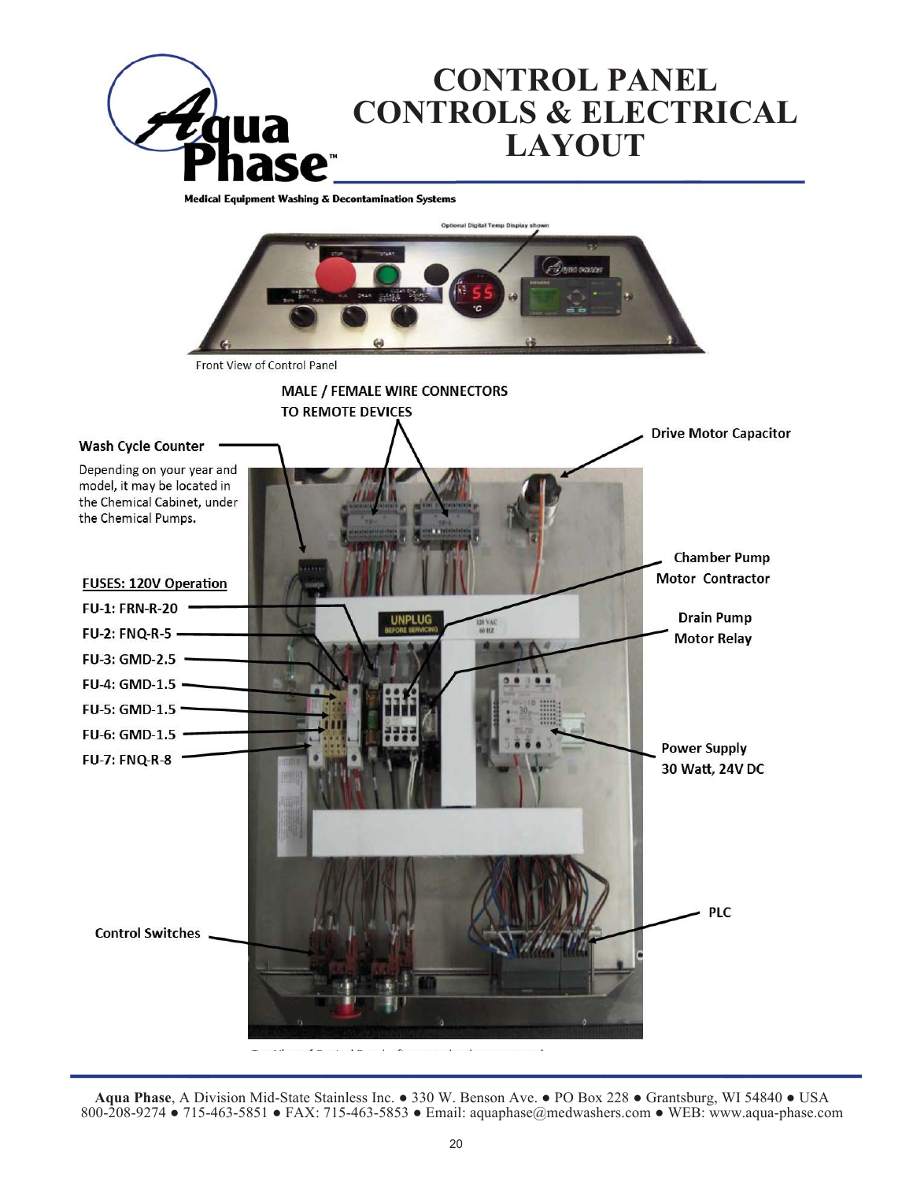# CONTROL PANEL CONTROLS & ELECTRICAL LAYOUT

Medical Equipment Washing & Decontamination Systems

Optional Digital Temp Display shown

Front View of Control Panel

MALE / FEMALE WIRE CONNECTORS TO REMOTE DEVICES

**Wash Cycle Counter**

Depending on your year and model, it may be located in the Chemical Cabinet, under the Chemical Pumps.

**Drive Motor Capacitor**

**FUSES: 120V Operation**

- FU-1: FRN-R-20
- FU-2: FNQ-R-5
- FU-3: GMD-2.5
- FU-4: GMD-1.5
- FU-5: GMD-1.5
- FU-6: GMD-1.5
- FU-7: FNQ-R-8

**Chamber Pump Motor Contractor**

**Drain Pump Motor Relay**

**Power Supply 30 Watt, 24V DC**

**Control Switches**

**PLC**

Aqua Phase, A Division Mid-State Stainless Inc. ● 330 W. Benson Ave. ● PO Box 228 ● Grantsburg, WI 54840 ● USA
800-208-9274 ● 715-463-5851 ● FAX: 715-463-5853 ● Email: aquaphase@medwashers.com ● WEB: www.aqua-phase.com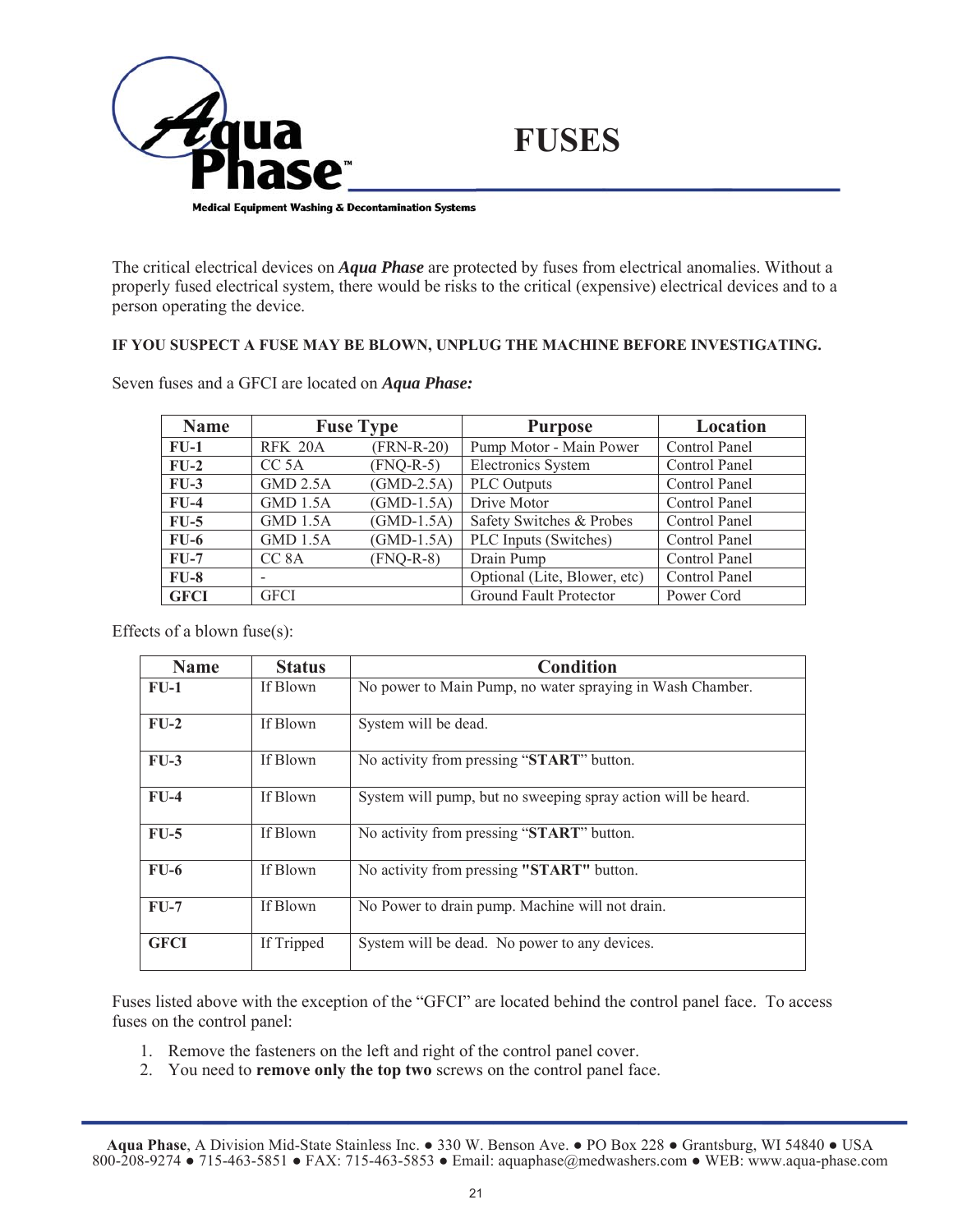Medical Equipment Washing & Decontamination Systems

# FUSES

The critical electrical devices on ***Aqua Phase*** are protected by fuses from electrical anomalies. Without a properly fused electrical system, there would be risks to the critical (expensive) electrical devices and to a person operating the device.

**IF YOU SUSPECT A FUSE MAY BE BLOWN, UNPLUG THE MACHINE BEFORE INVESTIGATING.**

Seven fuses and a GFCI are located on ***Aqua Phase:***

| Name | Fuse Type | | Purpose | Location |
|---|---|---|---|---|
| **FU-1** | RFK 20A | (FRN-R-20) | Pump Motor - Main Power | Control Panel |
| **FU-2** | CC 5A | (FNQ-R-5) | Electronics System | Control Panel |
| **FU-3** | GMD 2.5A | (GMD-2.5A) | PLC Outputs | Control Panel |
| **FU-4** | GMD 1.5A | (GMD-1.5A) | Drive Motor | Control Panel |
| **FU-5** | GMD 1.5A | (GMD-1.5A) | Safety Switches & Probes | Control Panel |
| **FU-6** | GMD 1.5A | (GMD-1.5A) | PLC Inputs (Switches) | Control Panel |
| **FU-7** | CC 8A | (FNQ-R-8) | Drain Pump | Control Panel |
| **FU-8** | - | | Optional (Lite, Blower, etc) | Control Panel |
| **GFCI** | GFCI | | Ground Fault Protector | Power Cord |

Effects of a blown fuse(s):

| Name | Status | Condition |
|---|---|---|
| **FU-1** | If Blown | No power to Main Pump, no water spraying in Wash Chamber. |
| **FU-2** | If Blown | System will be dead. |
| **FU-3** | If Blown | No activity from pressing "**START**" button. |
| **FU-4** | If Blown | System will pump, but no sweeping spray action will be heard. |
| **FU-5** | If Blown | No activity from pressing "**START**" button. |
| **FU-6** | If Blown | No activity from pressing **"START"** button. |
| **FU-7** | If Blown | No Power to drain pump. Machine will not drain. |
| **GFCI** | If Tripped | System will be dead. No power to any devices. |

Fuses listed above with the exception of the "GFCI" are located behind the control panel face. To access fuses on the control panel:

1. Remove the fasteners on the left and right of the control panel cover.
2. You need to **remove only the top two** screws on the control panel face.

**Aqua Phase**, A Division Mid-State Stainless Inc. ● 330 W. Benson Ave. ● PO Box 228 ● Grantsburg, WI 54840 ● USA
800-208-9274 ● 715-463-5851 ● FAX: 715-463-5853 ● Email: aquaphase@medwashers.com ● WEB: www.aqua-phase.com